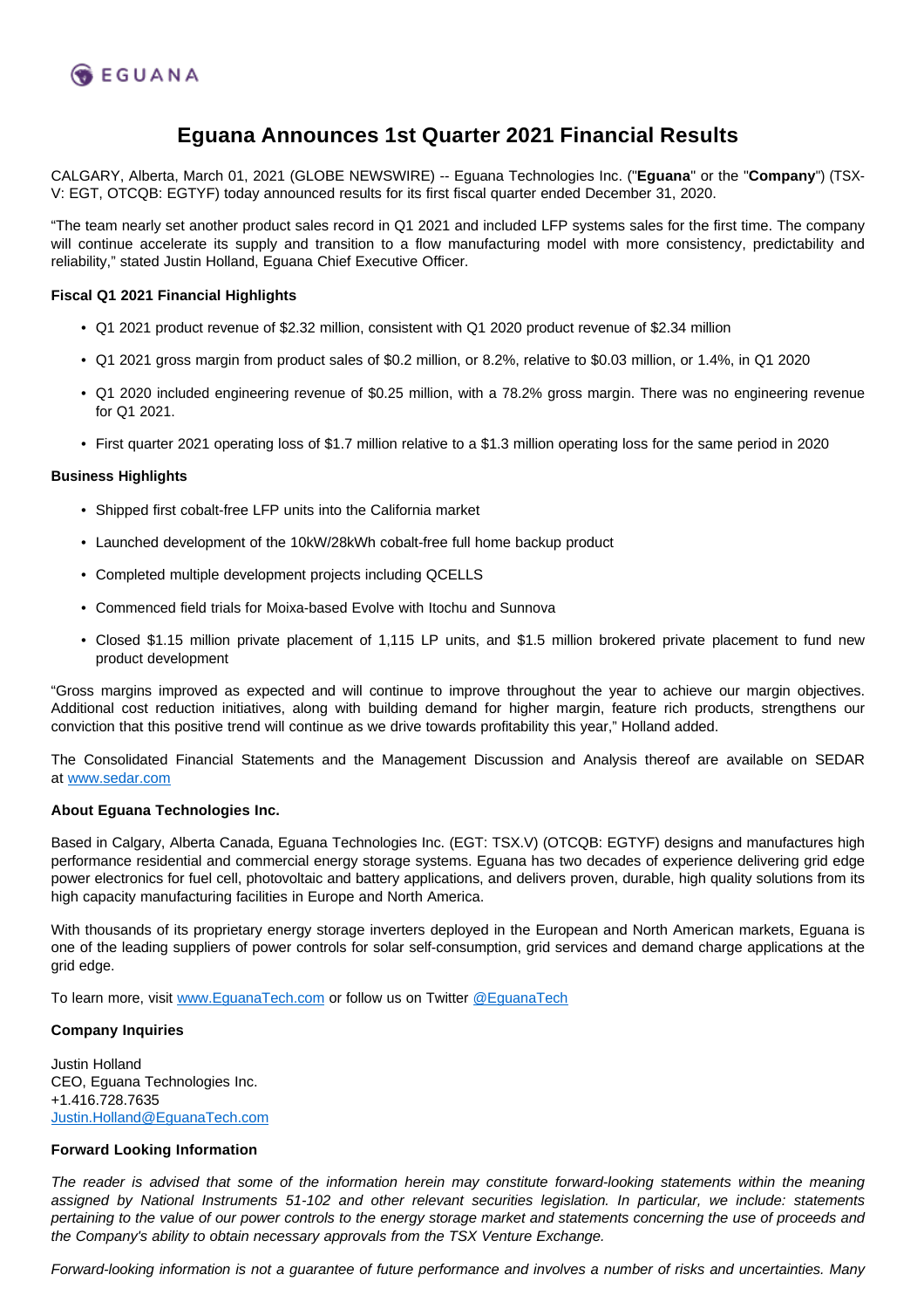# Eguana Announces 1st Quarter 2021 Financial Results

CALGARY, Alberta, March 01, 2021 (GLOBE NEWSWIRE) -- Eguana Technologies Inc. ("**Eguana**" or the "**Company**") (TSX-V: EGT, OTCQB: EGTYF) today announced results for its first fiscal quarter ended December 31, 2020.

"The team nearly set another product sales record in Q1 2021 and included LFP systems sales for the first time. The company will continue accelerate its supply and transition to a flow manufacturing model with more consistency, predictability and reliability," stated Justin Holland, Eguana Chief Executive Officer.

**Fiscal Q1 2021 Financial Highlights**

- Q1 2021 product revenue of $2.32 million, consistent with Q1 2020 product revenue of $2.34 million
- Q1 2021 gross margin from product sales of $0.2 million, or 8.2%, relative to $0.03 million, or 1.4%, in Q1 2020
- Q1 2020 included engineering revenue of $0.25 million, with a 78.2% gross margin. There was no engineering revenue for Q1 2021.
- First quarter 2021 operating loss of $1.7 million relative to a $1.3 million operating loss for the same period in 2020

**Business Highlights**

- Shipped first cobalt-free LFP units into the California market
- Launched development of the 10kW/28kWh cobalt-free full home backup product
- Completed multiple development projects including QCELLS
- Commenced field trials for Moixa-based Evolve with Itochu and Sunnova
- Closed $1.15 million private placement of 1,115 LP units, and $1.5 million brokered private placement to fund new product development

"Gross margins improved as expected and will continue to improve throughout the year to achieve our margin objectives. Additional cost reduction initiatives, along with building demand for higher margin, feature rich products, strengthens our conviction that this positive trend will continue as we drive towards profitability this year," Holland added.

The Consolidated Financial Statements and the Management Discussion and Analysis thereof are available on SEDAR at www.sedar.com

**About Eguana Technologies Inc.**

Based in Calgary, Alberta Canada, Eguana Technologies Inc. (EGT: TSX.V) (OTCQB: EGTYF) designs and manufactures high performance residential and commercial energy storage systems. Eguana has two decades of experience delivering grid edge power electronics for fuel cell, photovoltaic and battery applications, and delivers proven, durable, high quality solutions from its high capacity manufacturing facilities in Europe and North America.

With thousands of its proprietary energy storage inverters deployed in the European and North American markets, Eguana is one of the leading suppliers of power controls for solar self-consumption, grid services and demand charge applications at the grid edge.

To learn more, visit www.EguanaTech.com or follow us on Twitter @EguanaTech

**Company Inquiries**

Justin Holland
CEO, Eguana Technologies Inc.
+1.416.728.7635
Justin.Holland@EguanaTech.com

**Forward Looking Information**

*The reader is advised that some of the information herein may constitute forward-looking statements within the meaning assigned by National Instruments 51-102 and other relevant securities legislation. In particular, we include: statements pertaining to the value of our power controls to the energy storage market and statements concerning the use of proceeds and the Company's ability to obtain necessary approvals from the TSX Venture Exchange.*

*Forward-looking information is not a guarantee of future performance and involves a number of risks and uncertainties. Many*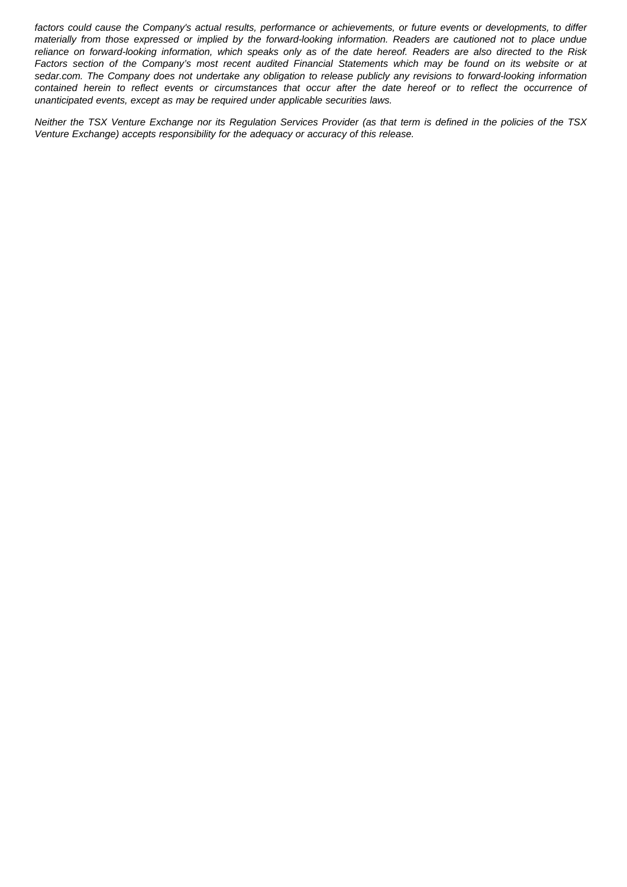*factors could cause the Company's actual results, performance or achievements, or future events or developments, to differ materially from those expressed or implied by the forward-looking information. Readers are cautioned not to place undue reliance on forward-looking information, which speaks only as of the date hereof. Readers are also directed to the Risk Factors section of the Company's most recent audited Financial Statements which may be found on its website or at sedar.com. The Company does not undertake any obligation to release publicly any revisions to forward-looking information contained herein to reflect events or circumstances that occur after the date hereof or to reflect the occurrence of unanticipated events, except as may be required under applicable securities laws.*

*Neither the TSX Venture Exchange nor its Regulation Services Provider (as that term is defined in the policies of the TSX Venture Exchange) accepts responsibility for the adequacy or accuracy of this release.*